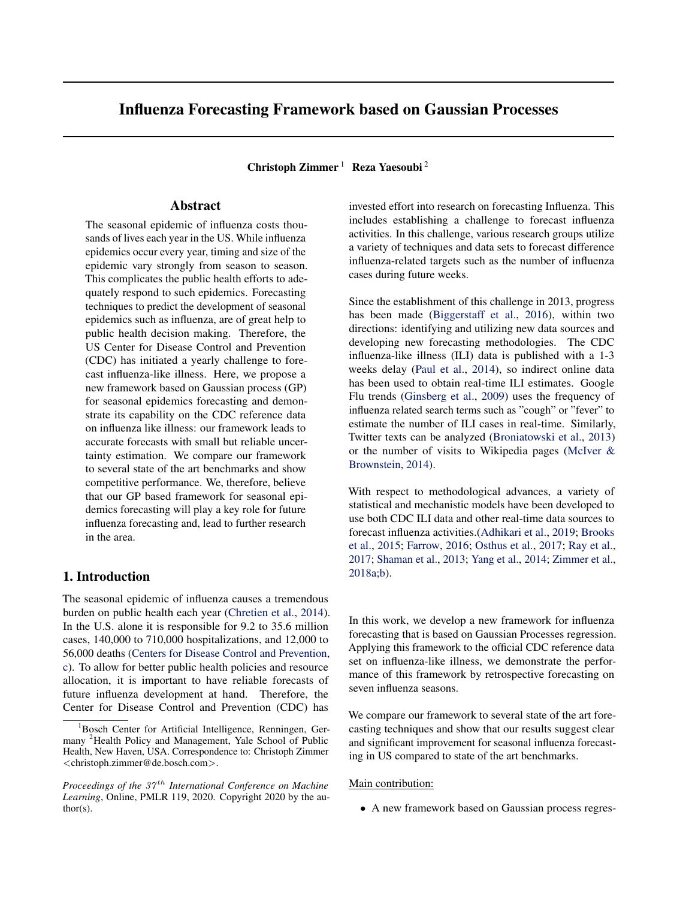# Influenza Forecasting Framework based on Gaussian Processes

**Christoph Zimmer**[1] **Reza Yaesoubi**[2]

## Abstract

The seasonal epidemic of influenza costs thousands of lives each year in the US. While influenza epidemics occur every year, timing and size of the epidemic vary strongly from season to season. This complicates the public health efforts to adequately respond to such epidemics. Forecasting techniques to predict the development of seasonal epidemics such as influenza, are of great help to public health decision making. Therefore, the US Center for Disease Control and Prevention (CDC) has initiated a yearly challenge to forecast influenza-like illness. Here, we propose a new framework based on Gaussian process (GP) for seasonal epidemics forecasting and demonstrate its capability on the CDC reference data on influenza like illness: our framework leads to accurate forecasts with small but reliable uncertainty estimation. We compare our framework to several state of the art benchmarks and show competitive performance. We, therefore, believe that our GP based framework for seasonal epidemics forecasting will play a key role for future influenza forecasting and, lead to further research in the area.

## 1. Introduction

The seasonal epidemic of influenza causes a tremendous burden on public health each year (Chretien et al., 2014). In the U.S. alone it is responsible for 9.2 to 35.6 million cases, 140,000 to 710,000 hospitalizations, and 12,000 to 56,000 deaths (Centers for Disease Control and Prevention, c). To allow for better public health policies and resource allocation, it is important to have reliable forecasts of future influenza development at hand. Therefore, the Center for Disease Control and Prevention (CDC) has invested effort into research on forecasting Influenza. This includes establishing a challenge to forecast influenza activities. In this challenge, various research groups utilize a variety of techniques and data sets to forecast difference influenza-related targets such as the number of influenza cases during future weeks.

Since the establishment of this challenge in 2013, progress has been made (Biggerstaff et al., 2016), within two directions: identifying and utilizing new data sources and developing new forecasting methodologies. The CDC influenza-like illness (ILI) data is published with a 1-3 weeks delay (Paul et al., 2014), so indirect online data has been used to obtain real-time ILI estimates. Google Flu trends (Ginsberg et al., 2009) uses the frequency of influenza related search terms such as "cough" or "fever" to estimate the number of ILI cases in real-time. Similarly, Twitter texts can be analyzed (Broniatowski et al., 2013) or the number of visits to Wikipedia pages (McIver & Brownstein, 2014).

With respect to methodological advances, a variety of statistical and mechanistic models have been developed to use both CDC ILI data and other real-time data sources to forecast influenza activities.(Adhikari et al., 2019; Brooks et al., 2015; Farrow, 2016; Osthus et al., 2017; Ray et al., 2017; Shaman et al., 2013; Yang et al., 2014; Zimmer et al., 2018a;b).

In this work, we develop a new framework for influenza forecasting that is based on Gaussian Processes regression. Applying this framework to the official CDC reference data set on influenza-like illness, we demonstrate the performance of this framework by retrospective forecasting on seven influenza seasons.

We compare our framework to several state of the art forecasting techniques and show that our results suggest clear and significant improvement for seasonal influenza forecasting in US compared to state of the art benchmarks.

Main contribution:

- A new framework based on Gaussian process regres-

[1]Bosch Center for Artificial Intelligence, Renningen, Germany [2]Health Policy and Management, Yale School of Public Health, New Haven, USA. Correspondence to: Christoph Zimmer <christoph.zimmer@de.bosch.com>.

*Proceedings of the 37th International Conference on Machine Learning*, Online, PMLR 119, 2020. Copyright 2020 by the author(s).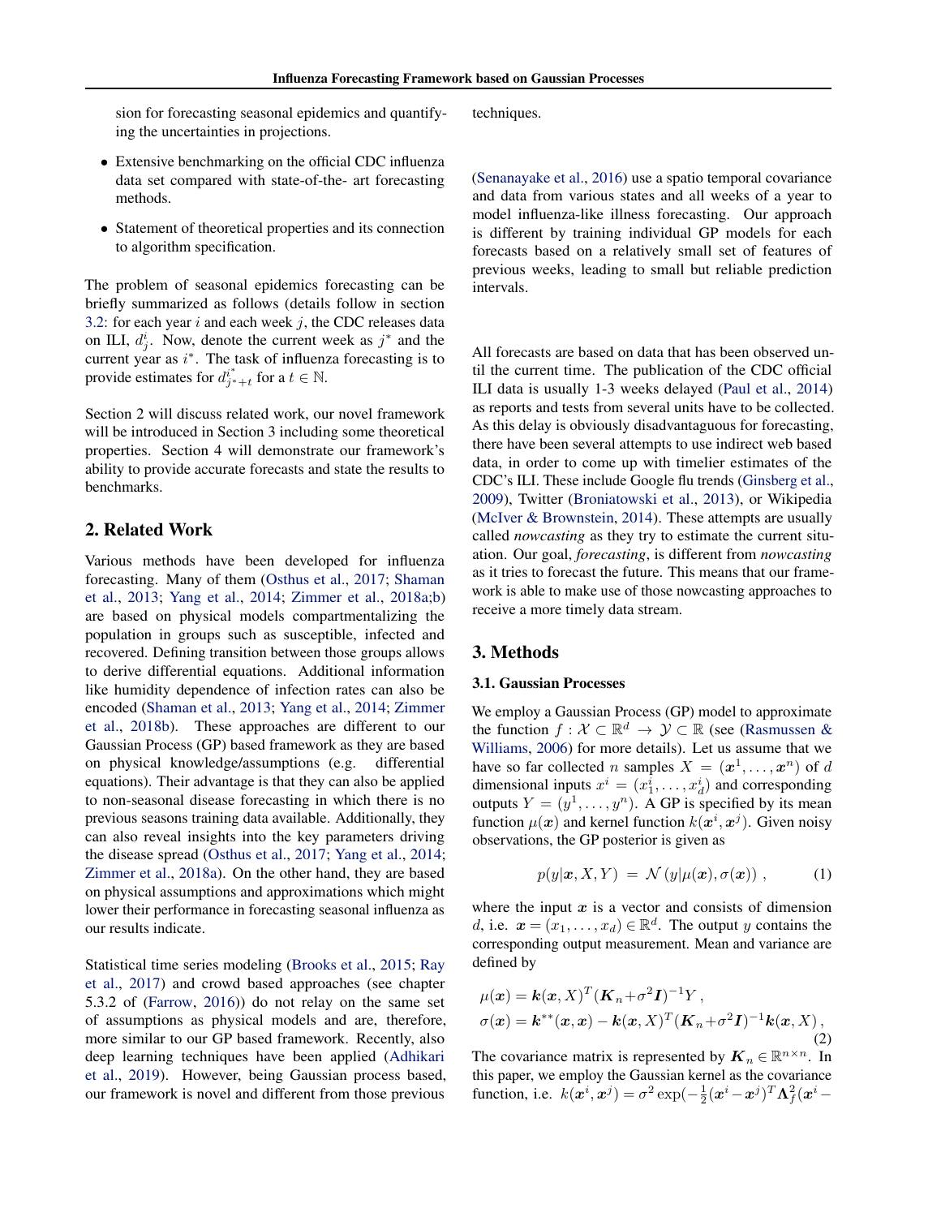sion for forecasting seasonal epidemics and quantifying the uncertainties in projections.

- Extensive benchmarking on the official CDC influenza data set compared with state-of-the- art forecasting methods.
- Statement of theoretical properties and its connection to algorithm specification.

The problem of seasonal epidemics forecasting can be briefly summarized as follows (details follow in section 3.2: for each year $i$ and each week $j$, the CDC releases data on ILI, $d^i_j$. Now, denote the current week as $j^*$ and the current year as $i^*$. The task of influenza forecasting is to provide estimates for $d^{i^*}_{j^*+t}$ for a $t \in \mathbb{N}$.

Section 2 will discuss related work, our novel framework will be introduced in Section 3 including some theoretical properties. Section 4 will demonstrate our framework's ability to provide accurate forecasts and state the results to benchmarks.

## 2. Related Work

Various methods have been developed for influenza forecasting. Many of them (Osthus et al., 2017; Shaman et al., 2013; Yang et al., 2014; Zimmer et al., 2018a;b) are based on physical models compartmentalizing the population in groups such as susceptible, infected and recovered. Defining transition between those groups allows to derive differential equations. Additional information like humidity dependence of infection rates can also be encoded (Shaman et al., 2013; Yang et al., 2014; Zimmer et al., 2018b). These approaches are different to our Gaussian Process (GP) based framework as they are based on physical knowledge/assumptions (e.g. differential equations). Their advantage is that they can also be applied to non-seasonal disease forecasting in which there is no previous seasons training data available. Additionally, they can also reveal insights into the key parameters driving the disease spread (Osthus et al., 2017; Yang et al., 2014; Zimmer et al., 2018a). On the other hand, they are based on physical assumptions and approximations which might lower their performance in forecasting seasonal influenza as our results indicate.

Statistical time series modeling (Brooks et al., 2015; Ray et al., 2017) and crowd based approaches (see chapter 5.3.2 of (Farrow, 2016)) do not relay on the same set of assumptions as physical models and are, therefore, more similar to our GP based framework. Recently, also deep learning techniques have been applied (Adhikari et al., 2019). However, being Gaussian process based, our framework is novel and different from those previous techniques.

(Senanayake et al., 2016) use a spatio temporal covariance and data from various states and all weeks of a year to model influenza-like illness forecasting. Our approach is different by training individual GP models for each forecasts based on a relatively small set of features of previous weeks, leading to small but reliable prediction intervals.

All forecasts are based on data that has been observed until the current time. The publication of the CDC official ILI data is usually 1-3 weeks delayed (Paul et al., 2014) as reports and tests from several units have to be collected. As this delay is obviously disadvantageous for forecasting, there have been several attempts to use indirect web based data, in order to come up with timelier estimates of the CDC's ILI. These include Google flu trends (Ginsberg et al., 2009), Twitter (Broniatowski et al., 2013), or Wikipedia (McIver & Brownstein, 2014). These attempts are usually called *nowcasting* as they try to estimate the current situation. Our goal, *forecasting*, is different from *nowcasting* as it tries to forecast the future. This means that our framework is able to make use of those nowcasting approaches to receive a more timely data stream.

## 3. Methods

### 3.1. Gaussian Processes

We employ a Gaussian Process (GP) model to approximate the function $f : \mathcal{X} \subset \mathbb{R}^d \rightarrow \mathcal{Y} \subset \mathbb{R}$ (see (Rasmussen & Williams, 2006) for more details). Let us assume that we have so far collected $n$ samples $X = (\boldsymbol{x}^1, \ldots, \boldsymbol{x}^n)$ of $d$ dimensional inputs $x^i = (x^i_1, \ldots, x^i_d)$ and corresponding outputs $Y = (y^1, \ldots, y^n)$. A GP is specified by its mean function $\mu(\boldsymbol{x})$ and kernel function $k(\boldsymbol{x}^i, \boldsymbol{x}^j)$. Given noisy observations, the GP posterior is given as

$$p(y|\boldsymbol{x}, X, Y) = \mathcal{N}\left(y|\mu(\boldsymbol{x}), \sigma(\boldsymbol{x})\right), \tag{1}$$

where the input $\boldsymbol{x}$ is a vector and consists of dimension $d$, i.e. $\boldsymbol{x} = (x_1, \ldots, x_d) \in \mathbb{R}^d$. The output $y$ contains the corresponding output measurement. Mean and variance are defined by

$$\begin{aligned}
\mu(\boldsymbol{x}) &= \boldsymbol{k}(\boldsymbol{x}, X)^T(\boldsymbol{K}_n + \sigma^2\boldsymbol{I})^{-1}Y, \\
\sigma(\boldsymbol{x}) &= \boldsymbol{k}^{**}(\boldsymbol{x}, \boldsymbol{x}) - \boldsymbol{k}(\boldsymbol{x}, X)^T(\boldsymbol{K}_n + \sigma^2\boldsymbol{I})^{-1}\boldsymbol{k}(\boldsymbol{x}, X),
\end{aligned} \tag{2}$$

The covariance matrix is represented by $\boldsymbol{K}_n \in \mathbb{R}^{n\times n}$. In this paper, we employ the Gaussian kernel as the covariance function, i.e. $k(\boldsymbol{x}^i, \boldsymbol{x}^j) = \sigma^2 \exp(-\frac{1}{2}(\boldsymbol{x}^i - \boldsymbol{x}^j)^T \boldsymbol{\Lambda}_f^2 (\boldsymbol{x}^i -$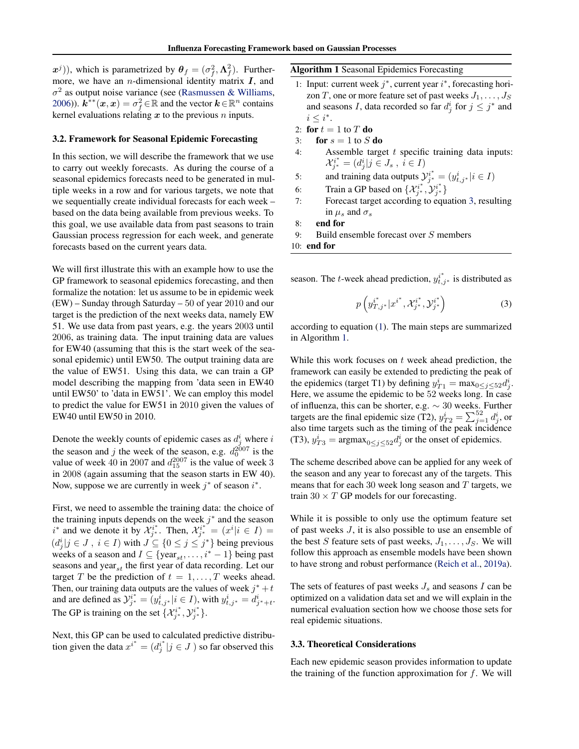$\boldsymbol{x}^j$)), which is parametrized by $\boldsymbol{\theta}_f = (\sigma_f^2, \boldsymbol{\Lambda}_f^2)$. Furthermore, we have an $n$-dimensional identity matrix $\boldsymbol{I}$, and $\sigma^2$ as output noise variance (see (Rasmussen & Williams, 2006)). $\boldsymbol{k}^{**}(\boldsymbol{x}, \boldsymbol{x}) = \sigma_f^2 \in \mathbb{R}$ and the vector $\boldsymbol{k} \in \mathbb{R}^n$ contains kernel evaluations relating $\boldsymbol{x}$ to the previous $n$ inputs.

### 3.2. Framework for Seasonal Epidemic Forecasting

In this section, we will describe the framework that we use to carry out weekly forecasts. As during the course of a seasonal epidemics forecasts need to be generated in multiple weeks in a row and for various targets, we note that we sequentially create individual forecasts for each week – based on the data being available from previous weeks. To this goal, we use available data from past seasons to train Gaussian process regression for each week, and generate forecasts based on the current years data.

We will first illustrate this with an example how to use the GP framework to seasonal epidemics forecasting, and then formalize the notation: let us assume to be in epidemic week (EW) – Sunday through Saturday – 50 of year 2010 and our target is the prediction of the next weeks data, namely EW 51. We use data from past years, e.g. the years 2003 until 2006, as training data. The input training data are values for EW40 (assuming that this is the start week of the seasonal epidemic) until EW50. The output training data are the value of EW51. Using this data, we can train a GP model describing the mapping from 'data seen in EW40 until EW50' to 'data in EW51'. We can employ this model to predict the value for EW51 in 2010 given the values of EW40 until EW50 in 2010.

Denote the weekly counts of epidemic cases as $d_j^i$ where $i$ the season and $j$ the week of the season, e.g. $d_0^{2007}$ is the value of week 40 in 2007 and $d_{15}^{2007}$ is the value of week 3 in 2008 (again assuming that the season starts in EW 40). Now, suppose we are currently in week $j^*$ of season $i^*$.

First, we need to assemble the training data: the choice of the training inputs depends on the week $j^*$ and the season $i^*$ and we denote it by $\mathcal{X}_{j^*}^{i^*}$. Then, $\mathcal{X}_{j^*}^{i^*} = (x^i | i \in I) = (d_j^i | j \in J \ , \ i \in I)$ with $J \subseteq \{0 \leq j \leq j^*\}$ being previous weeks of a season and $I \subseteq \{\text{year}_{st}, \ldots, i^* - 1\}$ being past seasons and $\text{year}_{st}$ the first year of data recording. Let our target $T$ be the prediction of $t = 1, \ldots, T$ weeks ahead. Then, our training data outputs are the values of week $j^* + t$ and are defined as $\mathcal{Y}_{j^*}^{i^*} = (y_{t,j^*}^i | i \in I)$, with $y_{t,j^*}^i = d_{j^*+t}^i$. The GP is training on the set $\{\mathcal{X}_{j^*}^{i^*}, \mathcal{Y}_{j^*}^{i^*}\}$.

Next, this GP can be used to calculated predictive distribution given the data $x^{i^*} = (d_j^{i^*} | j \in J \ )$ so far observed this season. The $t$-week ahead prediction, $y_{t,j^*}^{i^*}$ is distributed as

$$p\left(y_{T,j^*}^{i^*} | x^{i^*}, \mathcal{X}_{j^*}^{i^*}, \mathcal{Y}_{j^*}^{i^*}\right) \tag{3}$$

according to equation (1). The main steps are summarized in Algorithm 1.

**Algorithm 1** Seasonal Epidemics Forecasting

```
1: Input: current week j*, current year i*, forecasting horizon T, one or more feature set of past weeks J_1, ..., J_S and seasons I, data recorded so far d_j^i for j ≤ j* and i ≤ i*.
2: for t = 1 to T do
3:    for s = 1 to S do
4:       Assemble target t specific training data inputs: X_{j*}^{i*} = (d_j^i | j ∈ J_s , i ∈ I)
5:       and training data outputs Y_{j*}^{i*} = (y_{t,j*}^i | i ∈ I)
6:       Train a GP based on {X_{j*}^{i*}, Y_{j*}^{i*}}
7:       Forecast target according to equation 3, resulting in μ_s and σ_s
8:    end for
9:    Build ensemble forecast over S members
10: end for
```

While this work focuses on $t$ week ahead prediction, the framework can easily be extended to predicting the peak of the epidemics (target T1) by defining $y_{T1}^i = \max_{0 \leq j \leq 52} d_j^i$. Here, we assume the epidemic to be 52 weeks long. In case of influenza, this can be shorter, e.g. $\sim 30$ weeks. Further targets are the final epidemic size (T2), $y_{T2}^i = \sum_{j=1}^{52} d_j^i$, or also time targets such as the timing of the peak incidence (T3), $y_{T3}^i = \text{argmax}_{0 \leq j \leq 52} d_j^i$ or the onset of epidemics.

The scheme described above can be applied for any week of the season and any year to forecast any of the targets. This means that for each 30 week long season and $T$ targets, we train $30 \times T$ GP models for our forecasting.

While it is possible to only use the optimum feature set of past weeks $J$, it is also possible to use an ensemble of the best $S$ feature sets of past weeks, $J_1, \ldots, J_S$. We will follow this approach as ensemble models have been shown to have strong and robust performance (Reich et al., 2019a).

The sets of features of past weeks $J_s$ and seasons $I$ can be optimized on a validation data set and we will explain in the numerical evaluation section how we choose those sets for real epidemic situations.

### 3.3. Theoretical Considerations

Each new epidemic season provides information to update the training of the function approximation for $f$. We will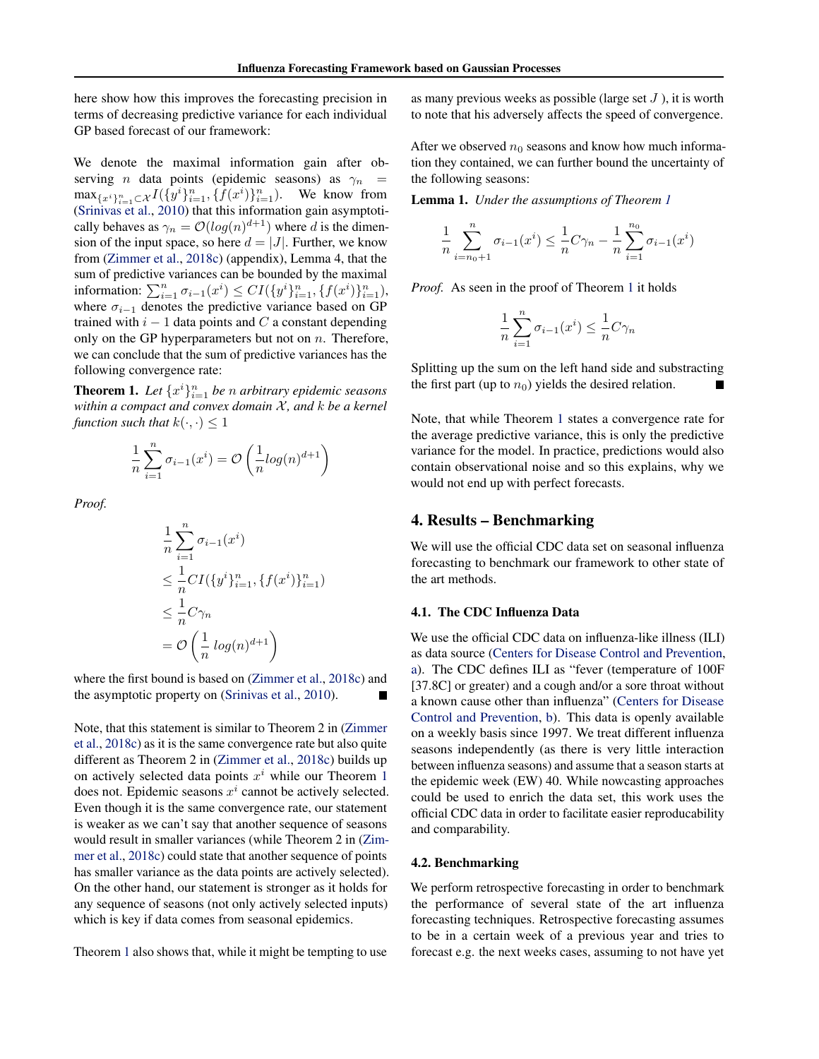here show how this improves the forecasting precision in terms of decreasing predictive variance for each individual GP based forecast of our framework:

We denote the maximal information gain after observing $n$ data points (epidemic seasons) as $\gamma_n = \max_{\{x^i\}_{i=1}^n \subset \mathcal{X}} I(\{y^i\}_{i=1}^n, \{f(x^i)\}_{i=1}^n)$. We know from (Srinivas et al., 2010) that this information gain asymptotically behaves as $\gamma_n = \mathcal{O}(log(n)^{d+1})$ where $d$ is the dimension of the input space, so here $d = |J|$. Further, we know from (Zimmer et al., 2018c) (appendix), Lemma 4, that the sum of predictive variances can be bounded by the maximal information: $\sum_{i=1}^n \sigma_{i-1}(x^i) \leq CI(\{y^i\}_{i=1}^n, \{f(x^i)\}_{i=1}^n)$, where $\sigma_{i-1}$ denotes the predictive variance based on GP trained with $i-1$ data points and $C$ a constant depending only on the GP hyperparameters but not on $n$. Therefore, we can conclude that the sum of predictive variances has the following convergence rate:

**Theorem 1.** *Let $\{x^i\}_{i=1}^n$ be $n$ arbitrary epidemic seasons within a compact and convex domain $\mathcal{X}$, and $k$ be a kernel function such that $k(\cdot,\cdot) \leq 1$*

$$\frac{1}{n}\sum_{i=1}^{n} \sigma_{i-1}(x^i) = \mathcal{O}\left(\frac{1}{n} log(n)^{d+1}\right)$$

*Proof.*

$$\begin{aligned}
&\frac{1}{n}\sum_{i=1}^{n} \sigma_{i-1}(x^i) \\
&\leq \frac{1}{n} CI(\{y^i\}_{i=1}^n, \{f(x^i)\}_{i=1}^n) \\
&\leq \frac{1}{n} C\gamma_n \\
&= \mathcal{O}\left(\frac{1}{n}\, log(n)^{d+1}\right)
\end{aligned}$$

where the first bound is based on (Zimmer et al., 2018c) and the asymptotic property on (Srinivas et al., 2010). ∎

Note, that this statement is similar to Theorem 2 in (Zimmer et al., 2018c) as it is the same convergence rate but also quite different as Theorem 2 in (Zimmer et al., 2018c) builds up on actively selected data points $x^i$ while our Theorem 1 does not. Epidemic seasons $x^i$ cannot be actively selected. Even though it is the same convergence rate, our statement is weaker as we can't say that another sequence of seasons would result in smaller variances (while Theorem 2 in (Zimmer et al., 2018c) could state that another sequence of points has smaller variance as the data points are actively selected). On the other hand, our statement is stronger as it holds for any sequence of seasons (not only actively selected inputs) which is key if data comes from seasonal epidemics.

Theorem 1 also shows that, while it might be tempting to use as many previous weeks as possible (large set $J$ ), it is worth to note that his adversely affects the speed of convergence.

After we observed $n_0$ seasons and know how much information they contained, we can further bound the uncertainty of the following seasons:

**Lemma 1.** *Under the assumptions of Theorem 1*

$$\frac{1}{n}\sum_{i=n_0+1}^{n} \sigma_{i-1}(x^i) \leq \frac{1}{n} C\gamma_n - \frac{1}{n}\sum_{i=1}^{n_0} \sigma_{i-1}(x^i)$$

*Proof.* As seen in the proof of Theorem 1 it holds

$$\frac{1}{n}\sum_{i=1}^{n} \sigma_{i-1}(x^i) \leq \frac{1}{n} C\gamma_n$$

Splitting up the sum on the left hand side and substracting the first part (up to $n_0$) yields the desired relation. ∎

Note, that while Theorem 1 states a convergence rate for the average predictive variance, this is only the predictive variance for the model. In practice, predictions would also contain observational noise and so this explains, why we would not end up with perfect forecasts.

## 4. Results – Benchmarking

We will use the official CDC data set on seasonal influenza forecasting to benchmark our framework to other state of the art methods.

### 4.1. The CDC Influenza Data

We use the official CDC data on influenza-like illness (ILI) as data source (Centers for Disease Control and Prevention, a). The CDC defines ILI as "fever (temperature of 100F [37.8C] or greater) and a cough and/or a sore throat without a known cause other than influenza" (Centers for Disease Control and Prevention, b). This data is openly available on a weekly basis since 1997. We treat different influenza seasons independently (as there is very little interaction between influenza seasons) and assume that a season starts at the epidemic week (EW) 40. While nowcasting approaches could be used to enrich the data set, this work uses the official CDC data in order to facilitate easier reproducability and comparability.

### 4.2. Benchmarking

We perform retrospective forecasting in order to benchmark the performance of several state of the art influenza forecasting techniques. Retrospective forecasting assumes to be in a certain week of a previous year and tries to forecast e.g. the next weeks cases, assuming to not have yet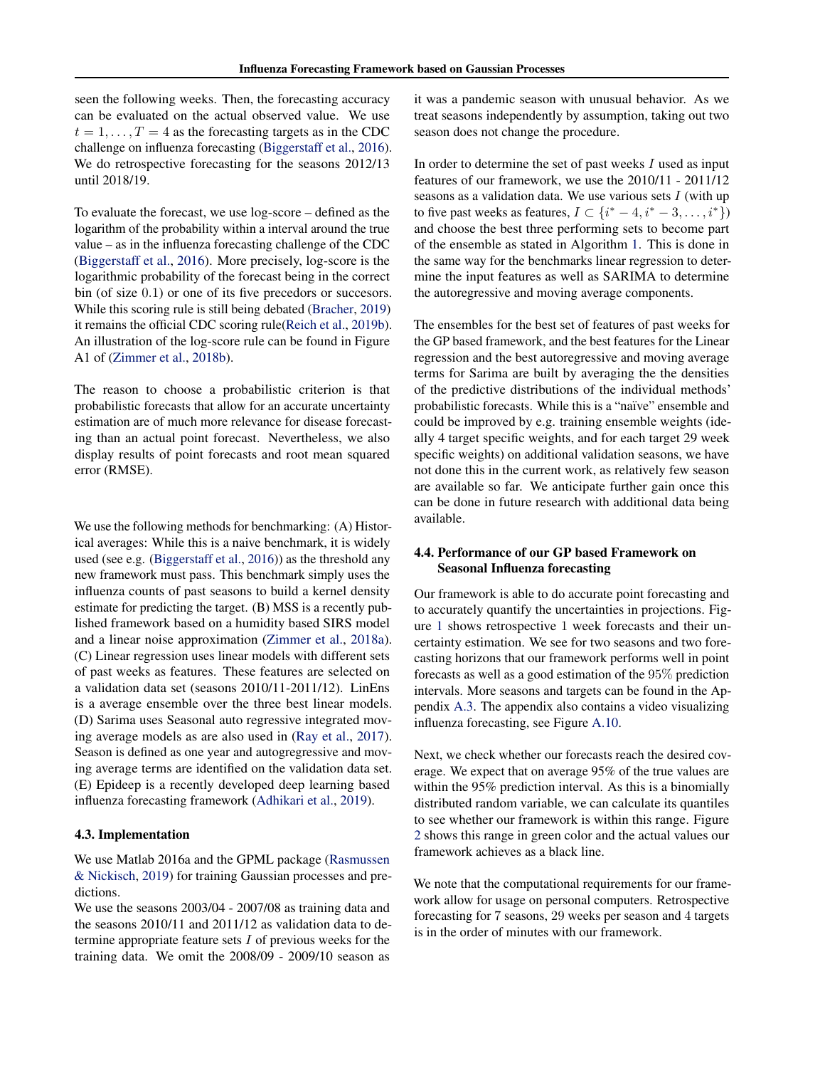seen the following weeks. Then, the forecasting accuracy can be evaluated on the actual observed value. We use $t = 1, \ldots, T = 4$ as the forecasting targets as in the CDC challenge on influenza forecasting (Biggerstaff et al., 2016). We do retrospective forecasting for the seasons 2012/13 until 2018/19.

To evaluate the forecast, we use log-score – defined as the logarithm of the probability within a interval around the true value – as in the influenza forecasting challenge of the CDC (Biggerstaff et al., 2016). More precisely, log-score is the logarithmic probability of the forecast being in the correct bin (of size $0.1$) or one of its five precedors or succesors. While this scoring rule is still being debated (Bracher, 2019) it remains the official CDC scoring rule(Reich et al., 2019b). An illustration of the log-score rule can be found in Figure A1 of (Zimmer et al., 2018b).

The reason to choose a probabilistic criterion is that probabilistic forecasts that allow for an accurate uncertainty estimation are of much more relevance for disease forecasting than an actual point forecast. Nevertheless, we also display results of point forecasts and root mean squared error (RMSE).

We use the following methods for benchmarking: (A) Historical averages: While this is a naive benchmark, it is widely used (see e.g. (Biggerstaff et al., 2016)) as the threshold any new framework must pass. This benchmark simply uses the influenza counts of past seasons to build a kernel density estimate for predicting the target. (B) MSS is a recently published framework based on a humidity based SIRS model and a linear noise approximation (Zimmer et al., 2018a). (C) Linear regression uses linear models with different sets of past weeks as features. These features are selected on a validation data set (seasons 2010/11-2011/12). LinEns is a average ensemble over the three best linear models. (D) Sarima uses Seasonal auto regressive integrated moving average models as are also used in (Ray et al., 2017). Season is defined as one year and autogregressive and moving average terms are identified on the validation data set. (E) Epideep is a recently developed deep learning based influenza forecasting framework (Adhikari et al., 2019).

### 4.3. Implementation

We use Matlab 2016a and the GPML package (Rasmussen & Nickisch, 2019) for training Gaussian processes and predictions.
We use the seasons 2003/04 - 2007/08 as training data and the seasons 2010/11 and 2011/12 as validation data to determine appropriate feature sets $I$ of previous weeks for the training data. We omit the 2008/09 - 2009/10 season as it was a pandemic season with unusual behavior. As we treat seasons independently by assumption, taking out two season does not change the procedure.

In order to determine the set of past weeks $I$ used as input features of our framework, we use the 2010/11 - 2011/12 seasons as a validation data. We use various sets $I$ (with up to five past weeks as features, $I \subset \{i^* - 4, i^* - 3, \ldots, i^*\}$) and choose the best three performing sets to become part of the ensemble as stated in Algorithm 1. This is done in the same way for the benchmarks linear regression to determine the input features as well as SARIMA to determine the autoregressive and moving average components.

The ensembles for the best set of features of past weeks for the GP based framework, and the best features for the Linear regression and the best autoregressive and moving average terms for Sarima are built by averaging the the densities of the predictive distributions of the individual methods' probabilistic forecasts. While this is a "naïve" ensemble and could be improved by e.g. training ensemble weights (ideally 4 target specific weights, and for each target 29 week specific weights) on additional validation seasons, we have not done this in the current work, as relatively few season are available so far. We anticipate further gain once this can be done in future research with additional data being available.

### 4.4. Performance of our GP based Framework on Seasonal Influenza forecasting

Our framework is able to do accurate point forecasting and to accurately quantify the uncertainties in projections. Figure 1 shows retrospective $1$ week forecasts and their uncertainty estimation. We see for two seasons and two forecasting horizons that our framework performs well in point forecasts as well as a good estimation of the $95\%$ prediction intervals. More seasons and targets can be found in the Appendix A.3. The appendix also contains a video visualizing influenza forecasting, see Figure A.10.

Next, we check whether our forecasts reach the desired coverage. We expect that on average 95% of the true values are within the 95% prediction interval. As this is a binomially distributed random variable, we can calculate its quantiles to see whether our framework is within this range. Figure 2 shows this range in green color and the actual values our framework achieves as a black line.

We note that the computational requirements for our framework allow for usage on personal computers. Retrospective forecasting for 7 seasons, 29 weeks per season and $4$ targets is in the order of minutes with our framework.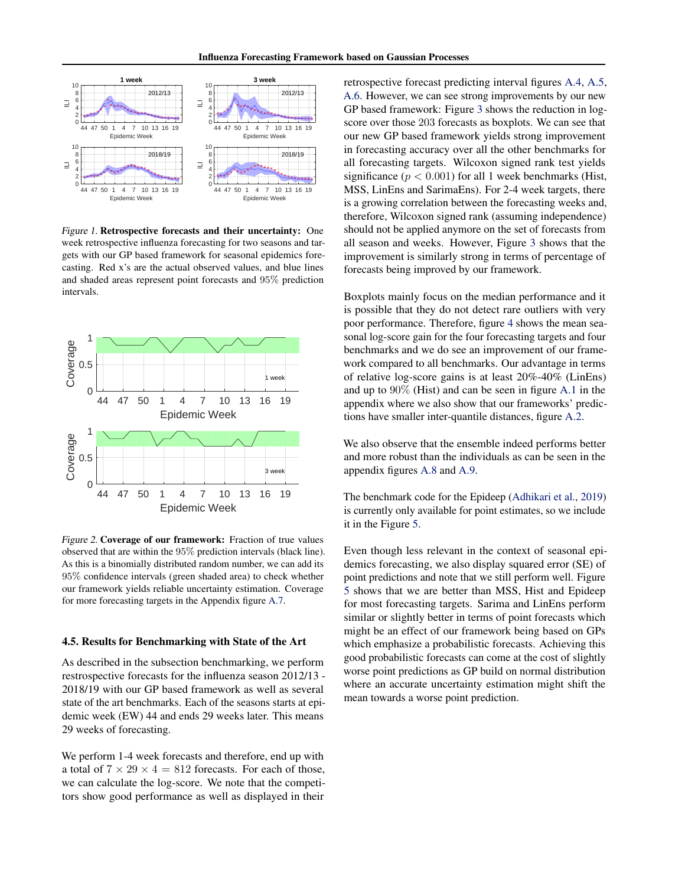*Figure 1.* **Retrospective forecasts and their uncertainty:** One week retrospective influenza forecasting for two seasons and targets with our GP based framework for seasonal epidemics forecasting. Red x's are the actual observed values, and blue lines and shaded areas represent point forecasts and 95% prediction intervals.

*Figure 2.* **Coverage of our framework:** Fraction of true values observed that are within the 95% prediction intervals (black line). As this is a binomially distributed random number, we can add its 95% confidence intervals (green shaded area) to check whether our framework yields reliable uncertainty estimation. Coverage for more forecasting targets in the Appendix figure A.7.

### 4.5. Results for Benchmarking with State of the Art

As described in the subsection benchmarking, we perform restrospective forecasts for the influenza season 2012/13 - 2018/19 with our GP based framework as well as several state of the art benchmarks. Each of the seasons starts at epidemic week (EW) 44 and ends 29 weeks later. This means 29 weeks of forecasting.

We perform 1-4 week forecasts and therefore, end up with a total of $7 \times 29 \times 4 = 812$ forecasts. For each of those, we can calculate the log-score. We note that the competitors show good performance as well as displayed in their retrospective forecast predicting interval figures A.4, A.5, A.6. However, we can see strong improvements by our new GP based framework: Figure 3 shows the reduction in log-score over those 203 forecasts as boxplots. We can see that our new GP based framework yields strong improvement in forecasting accuracy over all the other benchmarks for all forecasting targets. Wilcoxon signed rank test yields significance ($p < 0.001$) for all 1 week benchmarks (Hist, MSS, LinEns and SarimaEns). For 2-4 week targets, there is a growing correlation between the forecasting weeks and, therefore, Wilcoxon signed rank (assuming independence) should not be applied anymore on the set of forecasts from all season and weeks. However, Figure 3 shows that the improvement is similarly strong in terms of percentage of forecasts being improved by our framework.

Boxplots mainly focus on the median performance and it is possible that they do not detect rare outliers with very poor performance. Therefore, figure 4 shows the mean seasonal log-score gain for the four forecasting targets and four benchmarks and we do see an improvement of our framework compared to all benchmarks. Our advantage in terms of relative log-score gains is at least 20%-40% (LinEns) and up to 90% (Hist) and can be seen in figure A.1 in the appendix where we also show that our frameworks' predictions have smaller inter-quantile distances, figure A.2.

We also observe that the ensemble indeed performs better and more robust than the individuals as can be seen in the appendix figures A.8 and A.9.

The benchmark code for the Epideep (Adhikari et al., 2019) is currently only available for point estimates, so we include it in the Figure 5.

Even though less relevant in the context of seasonal epidemics forecasting, we also display squared error (SE) of point predictions and note that we still perform well. Figure 5 shows that we are better than MSS, Hist and Epideep for most forecasting targets. Sarima and LinEns perform similar or slightly better in terms of point forecasts which might be an effect of our framework being based on GPs which emphasize a probabilistic forecasts. Achieving this good probabilistic forecasts can come at the cost of slightly worse point predictions as GP build on normal distribution where an accurate uncertainty estimation might shift the mean towards a worse point prediction.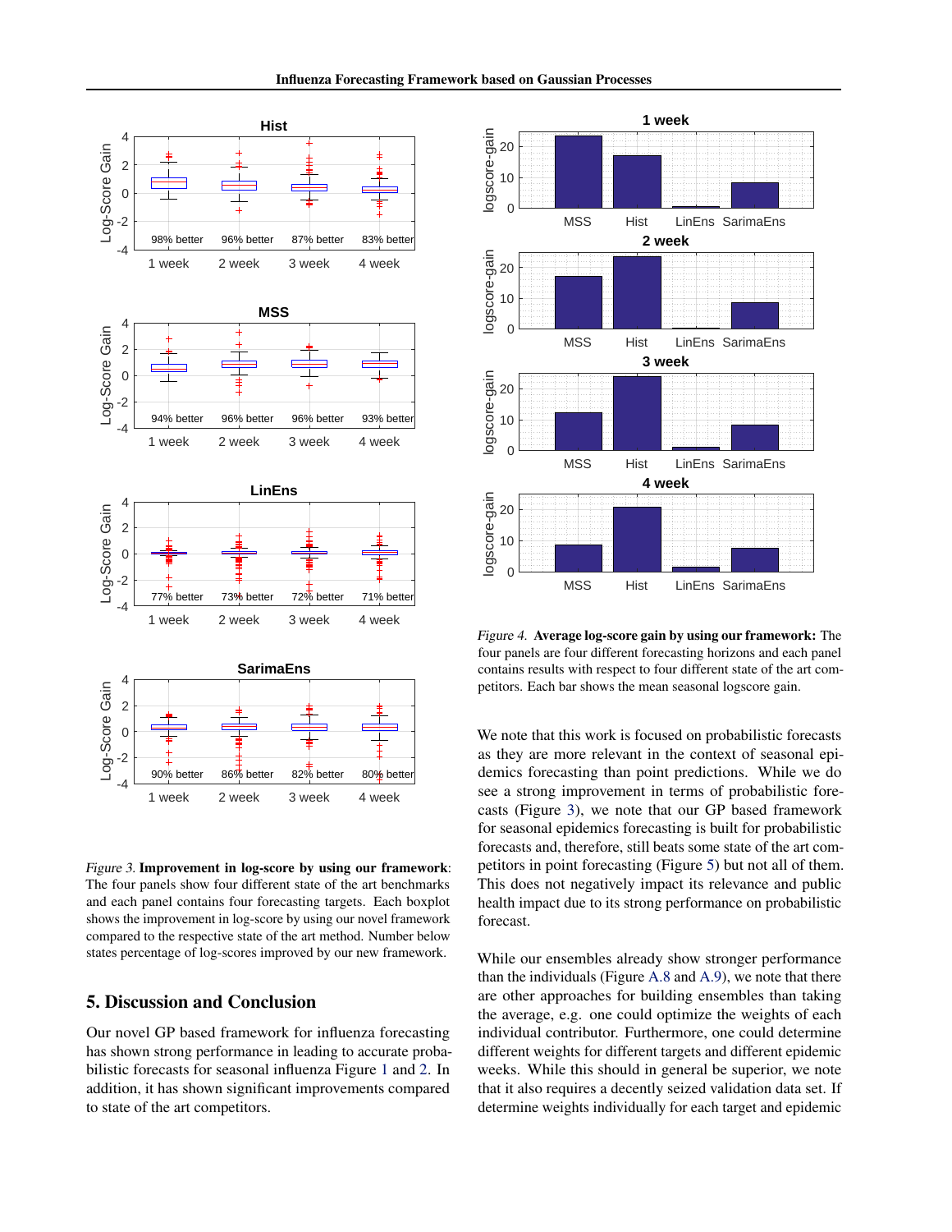*Figure 3.* **Improvement in log-score by using our framework**: The four panels show four different state of the art benchmarks and each panel contains four forecasting targets. Each boxplot shows the improvement in log-score by using our novel framework compared to the respective state of the art method. Number below states percentage of log-scores improved by our new framework.

*Figure 4.* **Average log-score gain by using our framework:** The four panels are four different forecasting horizons and each panel contains results with respect to four different state of the art competitors. Each bar shows the mean seasonal logscore gain.

We note that this work is focused on probabilistic forecasts as they are more relevant in the context of seasonal epidemics forecasting than point predictions. While we do see a strong improvement in terms of probabilistic forecasts (Figure 3), we note that our GP based framework for seasonal epidemics forecasting is built for probabilistic forecasts and, therefore, still beats some state of the art competitors in point forecasting (Figure 5) but not all of them. This does not negatively impact its relevance and public health impact due to its strong performance on probabilistic forecast.

While our ensembles already show stronger performance than the individuals (Figure A.8 and A.9), we note that there are other approaches for building ensembles than taking the average, e.g. one could optimize the weights of each individual contributor. Furthermore, one could determine different weights for different targets and different epidemic weeks. While this should in general be superior, we note that it also requires a decently seized validation data set. If determine weights individually for each target and epidemic

## 5. Discussion and Conclusion

Our novel GP based framework for influenza forecasting has shown strong performance in leading to accurate probabilistic forecasts for seasonal influenza Figure 1 and 2. In addition, it has shown significant improvements compared to state of the art competitors.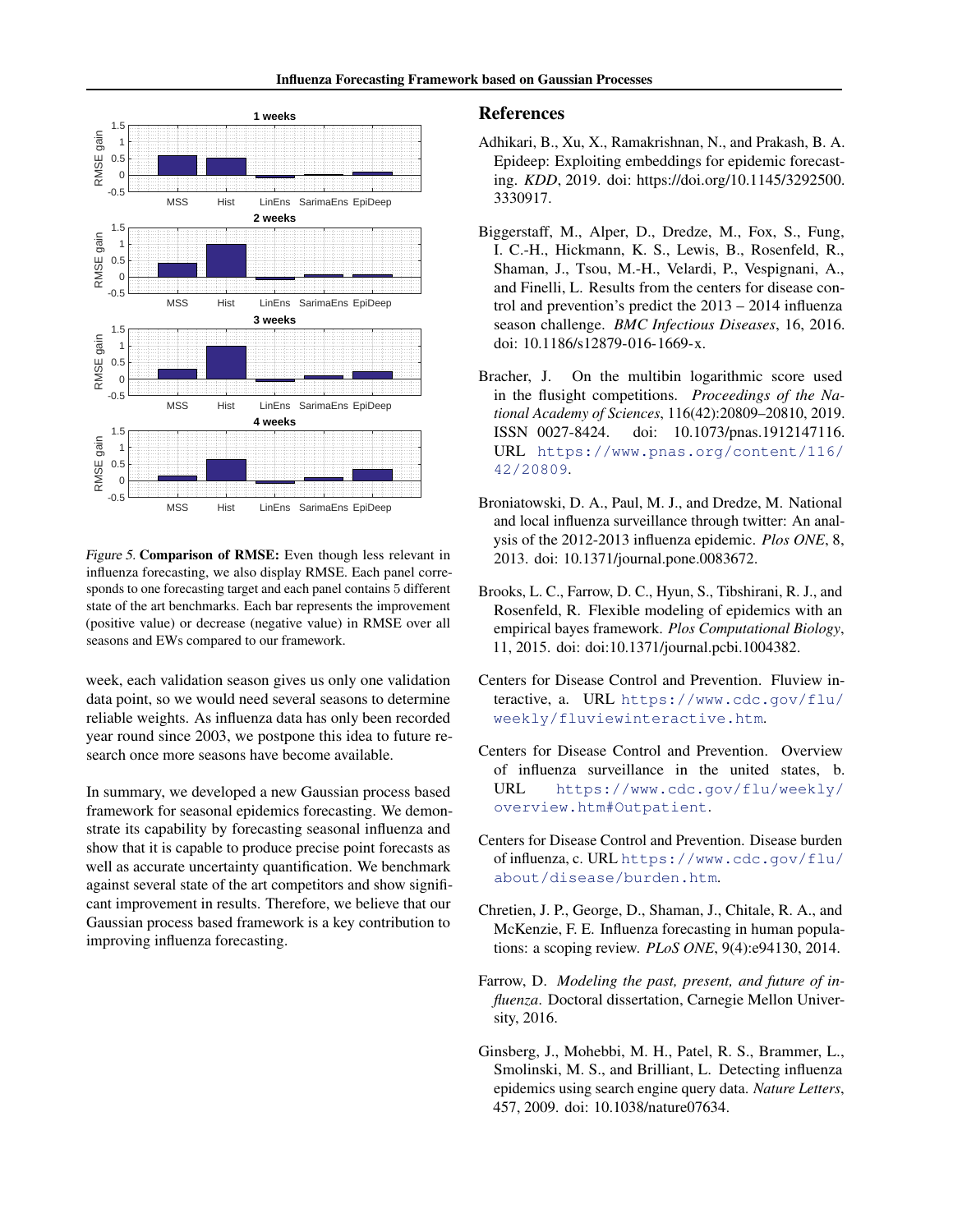*Figure 5.* **Comparison of RMSE:** Even though less relevant in influenza forecasting, we also display RMSE. Each panel corresponds to one forecasting target and each panel contains 5 different state of the art benchmarks. Each bar represents the improvement (positive value) or decrease (negative value) in RMSE over all seasons and EWs compared to our framework.

week, each validation season gives us only one validation data point, so we would need several seasons to determine reliable weights. As influenza data has only been recorded year round since 2003, we postpone this idea to future research once more seasons have become available.

In summary, we developed a new Gaussian process based framework for seasonal epidemics forecasting. We demonstrate its capability by forecasting seasonal influenza and show that it is capable to produce precise point forecasts as well as accurate uncertainty quantification. We benchmark against several state of the art competitors and show significant improvement in results. Therefore, we believe that our Gaussian process based framework is a key contribution to improving influenza forecasting.

## References

Adhikari, B., Xu, X., Ramakrishnan, N., and Prakash, B. A. Epideep: Exploiting embeddings for epidemic forecasting. *KDD*, 2019. doi: https://doi.org/10.1145/3292500.3330917.

Biggerstaff, M., Alper, D., Dredze, M., Fox, S., Fung, I. C.-H., Hickmann, K. S., Lewis, B., Rosenfeld, R., Shaman, J., Tsou, M.-H., Velardi, P., Vespignani, A., and Finelli, L. Results from the centers for disease control and prevention's predict the 2013 – 2014 influenza season challenge. *BMC Infectious Diseases*, 16, 2016. doi: 10.1186/s12879-016-1669-x.

Bracher, J. On the multibin logarithmic score used in the flusight competitions. *Proceedings of the National Academy of Sciences*, 116(42):20809–20810, 2019. ISSN 0027-8424. doi: 10.1073/pnas.1912147116. URL https://www.pnas.org/content/116/42/20809.

Broniatowski, D. A., Paul, M. J., and Dredze, M. National and local influenza surveillance through twitter: An analysis of the 2012-2013 influenza epidemic. *Plos ONE*, 8, 2013. doi: 10.1371/journal.pone.0083672.

Brooks, L. C., Farrow, D. C., Hyun, S., Tibshirani, R. J., and Rosenfeld, R. Flexible modeling of epidemics with an empirical bayes framework. *Plos Computational Biology*, 11, 2015. doi: doi:10.1371/journal.pcbi.1004382.

Centers for Disease Control and Prevention. Fluview interactive, a. URL https://www.cdc.gov/flu/weekly/fluviewinteractive.htm.

Centers for Disease Control and Prevention. Overview of influenza surveillance in the united states, b. URL https://www.cdc.gov/flu/weekly/overview.htm#Outpatient.

Centers for Disease Control and Prevention. Disease burden of influenza, c. URL https://www.cdc.gov/flu/about/disease/burden.htm.

Chretien, J. P., George, D., Shaman, J., Chitale, R. A., and McKenzie, F. E. Influenza forecasting in human populations: a scoping review. *PLoS ONE*, 9(4):e94130, 2014.

Farrow, D. *Modeling the past, present, and future of influenza*. Doctoral dissertation, Carnegie Mellon University, 2016.

Ginsberg, J., Mohebbi, M. H., Patel, R. S., Brammer, L., Smolinski, M. S., and Brilliant, L. Detecting influenza epidemics using search engine query data. *Nature Letters*, 457, 2009. doi: 10.1038/nature07634.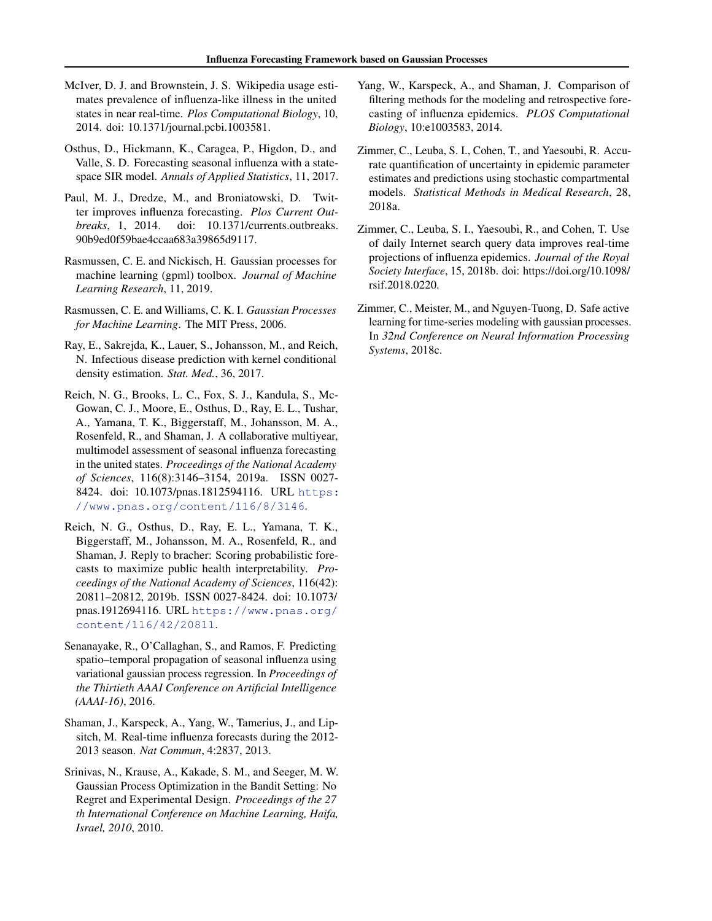McIver, D. J. and Brownstein, J. S. Wikipedia usage estimates prevalence of influenza-like illness in the united states in near real-time. *Plos Computational Biology*, 10, 2014. doi: 10.1371/journal.pcbi.1003581.

Osthus, D., Hickmann, K., Caragea, P., Higdon, D., and Valle, S. D. Forecasting seasonal influenza with a state-space SIR model. *Annals of Applied Statistics*, 11, 2017.

Paul, M. J., Dredze, M., and Broniatowski, D. Twitter improves influenza forecasting. *Plos Current Outbreaks*, 1, 2014. doi: 10.1371/currents.outbreaks.90b9ed0f59bae4ccaa683a39865d9117.

Rasmussen, C. E. and Nickisch, H. Gaussian processes for machine learning (gpml) toolbox. *Journal of Machine Learning Research*, 11, 2019.

Rasmussen, C. E. and Williams, C. K. I. *Gaussian Processes for Machine Learning*. The MIT Press, 2006.

Ray, E., Sakrejda, K., Lauer, S., Johansson, M., and Reich, N. Infectious disease prediction with kernel conditional density estimation. *Stat. Med.*, 36, 2017.

Reich, N. G., Brooks, L. C., Fox, S. J., Kandula, S., McGowan, C. J., Moore, E., Osthus, D., Ray, E. L., Tushar, A., Yamana, T. K., Biggerstaff, M., Johansson, M. A., Rosenfeld, R., and Shaman, J. A collaborative multiyear, multimodel assessment of seasonal influenza forecasting in the united states. *Proceedings of the National Academy of Sciences*, 116(8):3146–3154, 2019a. ISSN 0027-8424. doi: 10.1073/pnas.1812594116. URL https://www.pnas.org/content/116/8/3146.

Reich, N. G., Osthus, D., Ray, E. L., Yamana, T. K., Biggerstaff, M., Johansson, M. A., Rosenfeld, R., and Shaman, J. Reply to bracher: Scoring probabilistic forecasts to maximize public health interpretability. *Proceedings of the National Academy of Sciences*, 116(42): 20811–20812, 2019b. ISSN 0027-8424. doi: 10.1073/pnas.1912694116. URL https://www.pnas.org/content/116/42/20811.

Senanayake, R., O'Callaghan, S., and Ramos, F. Predicting spatio–temporal propagation of seasonal influenza using variational gaussian process regression. In *Proceedings of the Thirtieth AAAI Conference on Artificial Intelligence (AAAI-16)*, 2016.

Shaman, J., Karspeck, A., Yang, W., Tamerius, J., and Lipsitch, M. Real-time influenza forecasts during the 2012-2013 season. *Nat Commun*, 4:2837, 2013.

Srinivas, N., Krause, A., Kakade, S. M., and Seeger, M. W. Gaussian Process Optimization in the Bandit Setting: No Regret and Experimental Design. *Proceedings of the 27 th International Conference on Machine Learning, Haifa, Israel, 2010*, 2010.

Yang, W., Karspeck, A., and Shaman, J. Comparison of filtering methods for the modeling and retrospective forecasting of influenza epidemics. *PLOS Computational Biology*, 10:e1003583, 2014.

Zimmer, C., Leuba, S. I., Cohen, T., and Yaesoubi, R. Accurate quantification of uncertainty in epidemic parameter estimates and predictions using stochastic compartmental models. *Statistical Methods in Medical Research*, 28, 2018a.

Zimmer, C., Leuba, S. I., Yaesoubi, R., and Cohen, T. Use of daily Internet search query data improves real-time projections of influenza epidemics. *Journal of the Royal Society Interface*, 15, 2018b. doi: https://doi.org/10.1098/rsif.2018.0220.

Zimmer, C., Meister, M., and Nguyen-Tuong, D. Safe active learning for time-series modeling with gaussian processes. In *32nd Conference on Neural Information Processing Systems*, 2018c.